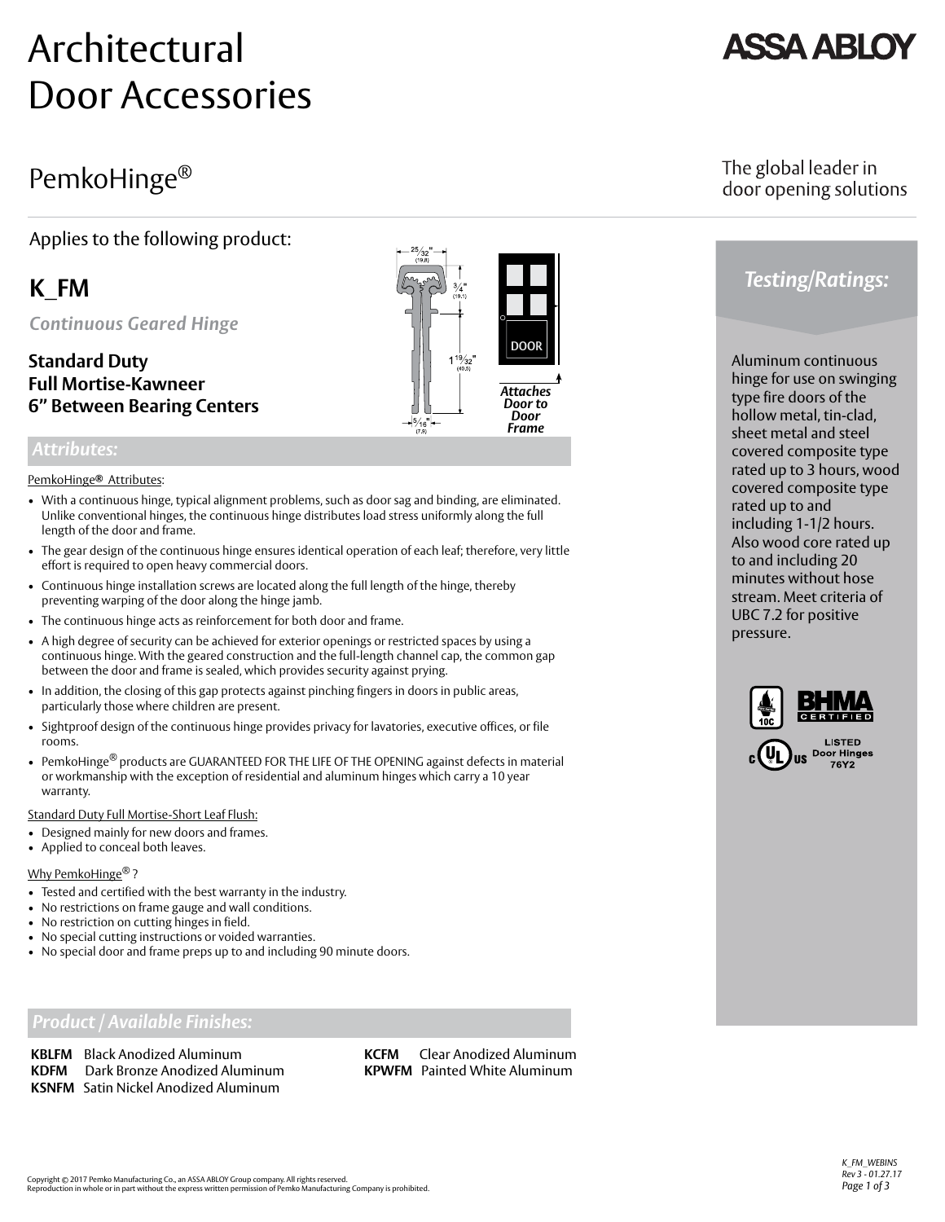# Architectural Door Accessories

ASSA ABLOY

## PemkoHinge®

The global leader in door opening solutions

Applies to the following product:

## K_FM

*Continuous Geared Hinge*

**Standard Duty**
**Full Mortise-Kawneer**
**6" Between Bearing Centers**

25/32" (19,8)

3/4" (19,1)

1 19/32" (40,5)

5/16" (7,9)

DOOR

*Attaches Door to Door Frame*

### Attributes:

PemkoHinge® Attributes:

- With a continuous hinge, typical alignment problems, such as door sag and binding, are eliminated. Unlike conventional hinges, the continuous hinge distributes load stress uniformly along the full length of the door and frame.
- The gear design of the continuous hinge ensures identical operation of each leaf; therefore, very little effort is required to open heavy commercial doors.
- Continuous hinge installation screws are located along the full length of the hinge, thereby preventing warping of the door along the hinge jamb.
- The continuous hinge acts as reinforcement for both door and frame.
- A high degree of security can be achieved for exterior openings or restricted spaces by using a continuous hinge. With the geared construction and the full-length channel cap, the common gap between the door and frame is sealed, which provides security against prying.
- In addition, the closing of this gap protects against pinching fingers in doors in public areas, particularly those where children are present.
- Sightproof design of the continuous hinge provides privacy for lavatories, executive offices, or file rooms.
- PemkoHinge® products are GUARANTEED FOR THE LIFE OF THE OPENING against defects in material or workmanship with the exception of residential and aluminum hinges which carry a 10 year warranty.

Standard Duty Full Mortise-Short Leaf Flush:

- Designed mainly for new doors and frames.
- Applied to conceal both leaves.

Why PemkoHinge®?

- Tested and certified with the best warranty in the industry.
- No restrictions on frame gauge and wall conditions.
- No restriction on cutting hinges in field.
- No special cutting instructions or voided warranties.
- No special door and frame preps up to and including 90 minute doors.

### Product / Available Finishes:

**KBLFM** Black Anodized Aluminum
**KDFM** Dark Bronze Anodized Aluminum
**KSNFM** Satin Nickel Anodized Aluminum
**KCFM** Clear Anodized Aluminum
**KPWFM** Painted White Aluminum

### Testing/Ratings:

Aluminum continuous hinge for use on swinging type fire doors of the hollow metal, tin-clad, sheet metal and steel covered composite type rated up to 3 hours, wood covered composite type rated up to and including 1-1/2 hours. Also wood core rated up to and including 20 minutes without hose stream. Meet criteria of UBC 7.2 for positive pressure.

10C

BHMA CERTIFIED

c UL us LISTED Door Hinges 76Y2

Copyright © 2017 Pemko Manufacturing Co., an ASSA ABLOY Group company. All rights reserved.
Reproduction in whole or in part without the express written permission of Pemko Manufacturing Company is prohibited.

K_FM_WEBINS
Rev 3 - 01.27.17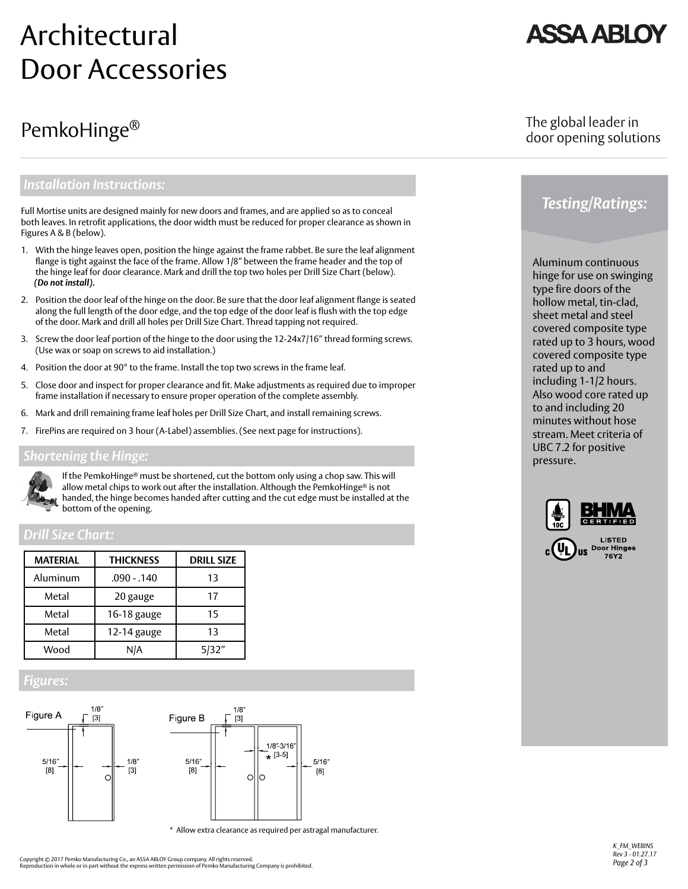# Architectural Door Accessories

ASSA ABLOY

## PemkoHinge®

The global leader in door opening solutions

### Installation Instructions:

Full Mortise units are designed mainly for new doors and frames, and are applied so as to conceal both leaves. In retrofit applications, the door width must be reduced for proper clearance as shown in Figures A & B (below).

1. With the hinge leaves open, position the hinge against the frame rabbet. Be sure the leaf alignment flange is tight against the face of the frame. Allow 1/8" between the frame header and the top of the hinge leaf for door clearance. Mark and drill the top two holes per Drill Size Chart (below). ***(Do not install).***
2. Position the door leaf of the hinge on the door. Be sure that the door leaf alignment flange is seated along the full length of the door edge, and the top edge of the door leaf is flush with the top edge of the door. Mark and drill all holes per Drill Size Chart. Thread tapping not required.
3. Screw the door leaf portion of the hinge to the door using the 12-24x7/16" thread forming screws. (Use wax or soap on screws to aid installation.)
4. Position the door at 90° to the frame. Install the top two screws in the frame leaf.
5. Close door and inspect for proper clearance and fit. Make adjustments as required due to improper frame installation if necessary to ensure proper operation of the complete assembly.
6. Mark and drill remaining frame leaf holes per Drill Size Chart, and install remaining screws.
7. FirePins are required on 3 hour (A-Label) assemblies. (See next page for instructions).

### Shortening the Hinge:

If the PemkoHinge® must be shortened, cut the bottom only using a chop saw. This will allow metal chips to work out after the installation. Although the PemkoHinge® is not handed, the hinge becomes handed after cutting and the cut edge must be installed at the bottom of the opening.

### Drill Size Chart:

| MATERIAL | THICKNESS | DRILL SIZE |
|---|---|---|
| Aluminum | .090 - .140 | 13 |
| Metal | 20 gauge | 17 |
| Metal | 16-18 gauge | 15 |
| Metal | 12-14 gauge | 13 |
| Wood | N/A | 5/32" |

### Figures:

Figure A: 1/8" [3] (top); 5/16" [8] (hinge side); 1/8" [3] (latch side)

Figure B: 1/8" [3] (top); 5/16" [8] (each hinge side); 1/8"-3/16" [3-5] * (between doors)

\* Allow extra clearance as required per astragal manufacturer.

### Testing/Ratings:

Aluminum continuous hinge for use on swinging type fire doors of the hollow metal, tin-clad, sheet metal and steel covered composite type rated up to 3 hours, wood covered composite type rated up to and including 1-1/2 hours. Also wood core rated up to and including 20 minutes without hose stream. Meet criteria of UBC 7.2 for positive pressure.

BHMA CERTIFIED

LISTED Door Hinges 76Y2

Copyright © 2017 Pemko Manufacturing Co., an ASSA ABLOY Group company. All rights reserved.
Reproduction in whole or in part without the express written permission of Pemko Manufacturing Company is prohibited.

K_FM_WEBINS
Rev 3 - 01.27.17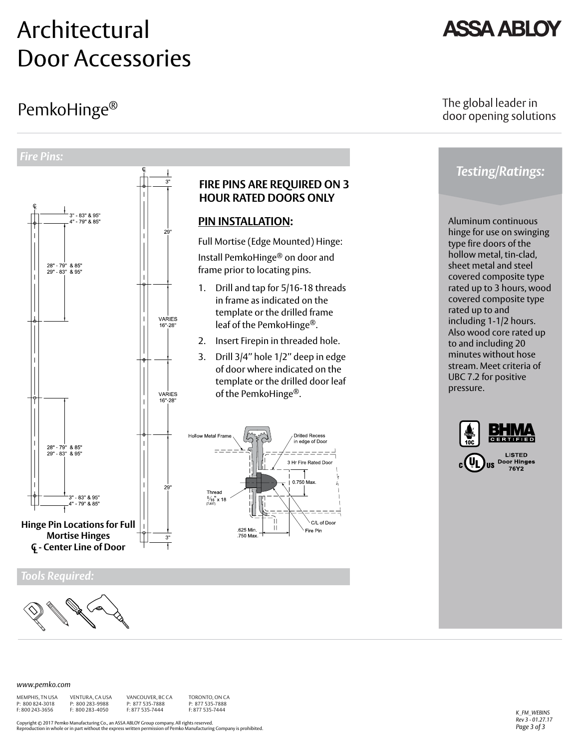# Architectural Door Accessories

## PemkoHinge®

The global leader in door opening solutions

### *Fire Pins:*

3" - 83" & 95"
4" - 79" & 85"

28" - 79" & 85"
29" - 83" & 95"

28" - 79" & 85"
29" - 83" & 95"

3" - 83" & 95"
4" - 79" & 85"

3"
29"
VARIES 16"-28"
VARIES 16"-28"
29"
3"

**Hinge Pin Locations for Full Mortise Hinges**
**℄ - Center Line of Door**

**FIRE PINS ARE REQUIRED ON 3 HOUR RATED DOORS ONLY**

**PIN INSTALLATION:**

Full Mortise (Edge Mounted) Hinge:

Install PemkoHinge® on door and frame prior to locating pins.

1. Drill and tap for 5/16-18 threads in frame as indicated on the template or the drilled frame leaf of the PemkoHinge®.
2. Insert Firepin in threaded hole.
3. Drill 3/4" hole 1/2" deep in edge of door where indicated on the template or the drilled door leaf of the PemkoHinge®.

Hollow Metal Frame
Drilled Recess in edge of Door
3 Hr Fire Rated Door
0.750 Max.
Thread 5/16" x 18 (7.937)
C/L of Door
Fire Pin
.625 Min.
.750 Max.

### *Tools Required:*

### *Testing/Ratings:*

Aluminum continuous hinge for use on swinging type fire doors of the hollow metal, tin-clad, sheet metal and steel covered composite type rated up to 3 hours, wood covered composite type rated up to and including 1-1/2 hours. Also wood core rated up to and including 20 minutes without hose stream. Meet criteria of UBC 7.2 for positive pressure.

BHMA CERTIFIED

10C

LISTED Door Hinges 76Y2

www.pemko.com

MEMPHIS, TN USA
P: 800 824-3018
F: 800 243-3656

VENTURA, CA USA
P: 800 283-9988
F: 800 283-4050

VANCOUVER, BC CA
P: 877 535-7888
F: 877 535-7444

TORONTO, ON CA
P: 877 535-7888
F: 877 535-7444

Copyright © 2017 Pemko Manufacturing Co., an ASSA ABLOY Group company. All rights reserved.
Reproduction in whole or in part without the express written permission of Pemko Manufacturing Company is prohibited.

K_FM_WEBINS
Rev 3 - 01.27.17